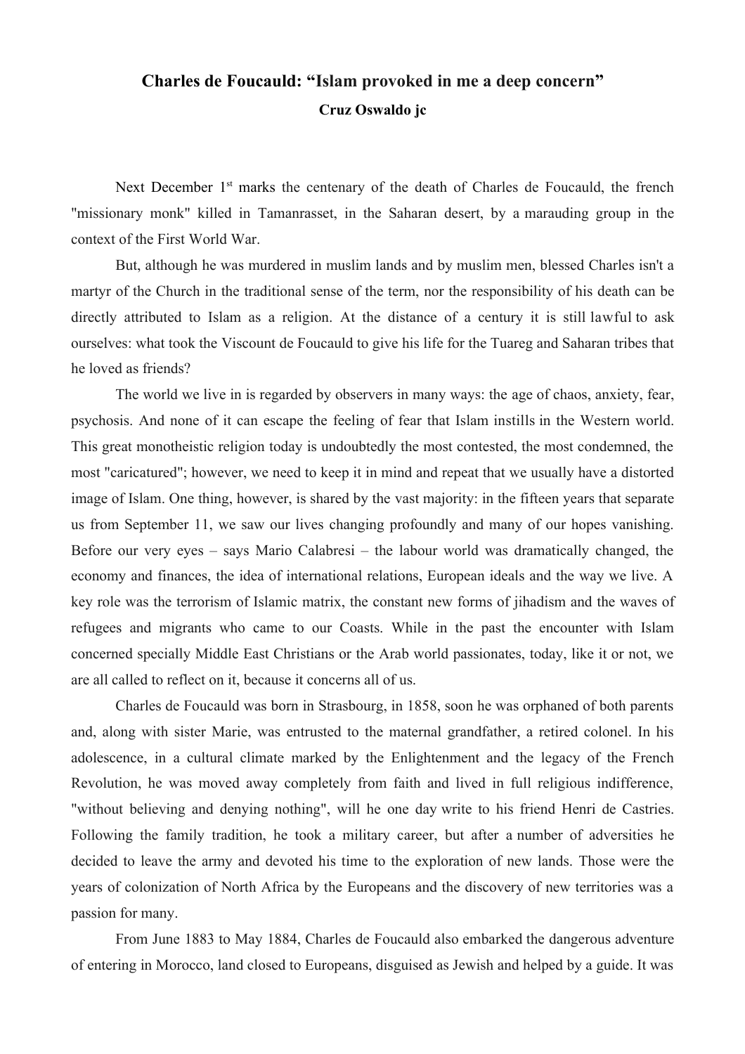# Charles de Foucauld: "Islam provoked in me a deep concern"

**Cruz Oswaldo jc**

Next December 1st marks the centenary of the death of Charles de Foucauld, the french "missionary monk" killed in Tamanrasset, in the Saharan desert, by a marauding group in the context of the First World War.

But, although he was murdered in muslim lands and by muslim men, blessed Charles isn't a martyr of the Church in the traditional sense of the term, nor the responsibility of his death can be directly attributed to Islam as a religion. At the distance of a century it is still lawful to ask ourselves: what took the Viscount de Foucauld to give his life for the Tuareg and Saharan tribes that he loved as friends?

The world we live in is regarded by observers in many ways: the age of chaos, anxiety, fear, psychosis. And none of it can escape the feeling of fear that Islam instills in the Western world. This great monotheistic religion today is undoubtedly the most contested, the most condemned, the most "caricatured"; however, we need to keep it in mind and repeat that we usually have a distorted image of Islam. One thing, however, is shared by the vast majority: in the fifteen years that separate us from September 11, we saw our lives changing profoundly and many of our hopes vanishing. Before our very eyes – says Mario Calabresi – the labour world was dramatically changed, the economy and finances, the idea of international relations, European ideals and the way we live. A key role was the terrorism of Islamic matrix, the constant new forms of jihadism and the waves of refugees and migrants who came to our Coasts. While in the past the encounter with Islam concerned specially Middle East Christians or the Arab world passionates, today, like it or not, we are all called to reflect on it, because it concerns all of us.

Charles de Foucauld was born in Strasbourg, in 1858, soon he was orphaned of both parents and, along with sister Marie, was entrusted to the maternal grandfather, a retired colonel. In his adolescence, in a cultural climate marked by the Enlightenment and the legacy of the French Revolution, he was moved away completely from faith and lived in full religious indifference, "without believing and denying nothing", will he one day write to his friend Henri de Castries. Following the family tradition, he took a military career, but after a number of adversities he decided to leave the army and devoted his time to the exploration of new lands. Those were the years of colonization of North Africa by the Europeans and the discovery of new territories was a passion for many.

From June 1883 to May 1884, Charles de Foucauld also embarked the dangerous adventure of entering in Morocco, land closed to Europeans, disguised as Jewish and helped by a guide. It was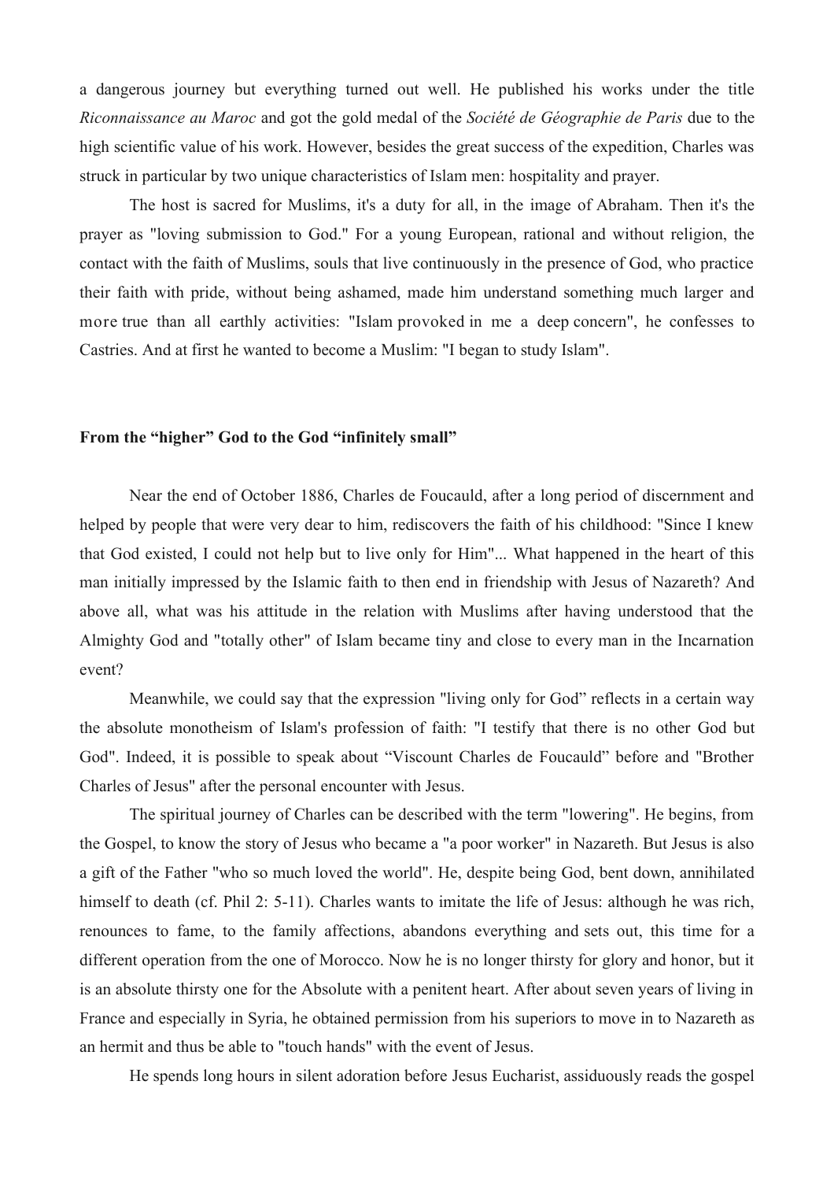a dangerous journey but everything turned out well. He published his works under the title *Riconnaissance au Maroc* and got the gold medal of the *Société de Géographie de Paris* due to the high scientific value of his work. However, besides the great success of the expedition, Charles was struck in particular by two unique characteristics of Islam men: hospitality and prayer.

The host is sacred for Muslims, it's a duty for all, in the image of Abraham. Then it's the prayer as "loving submission to God." For a young European, rational and without religion, the contact with the faith of Muslims, souls that live continuously in the presence of God, who practice their faith with pride, without being ashamed, made him understand something much larger and more true than all earthly activities: "Islam provoked in me a deep concern", he confesses to Castries. And at first he wanted to become a Muslim: "I began to study Islam".

**From the "higher" God to the God "infinitely small"**

Near the end of October 1886, Charles de Foucauld, after a long period of discernment and helped by people that were very dear to him, rediscovers the faith of his childhood: "Since I knew that God existed, I could not help but to live only for Him"... What happened in the heart of this man initially impressed by the Islamic faith to then end in friendship with Jesus of Nazareth? And above all, what was his attitude in the relation with Muslims after having understood that the Almighty God and "totally other" of Islam became tiny and close to every man in the Incarnation event?

Meanwhile, we could say that the expression "living only for God" reflects in a certain way the absolute monotheism of Islam's profession of faith: "I testify that there is no other God but God". Indeed, it is possible to speak about "Viscount Charles de Foucauld" before and "Brother Charles of Jesus" after the personal encounter with Jesus.

The spiritual journey of Charles can be described with the term "lowering". He begins, from the Gospel, to know the story of Jesus who became a "a poor worker" in Nazareth. But Jesus is also a gift of the Father "who so much loved the world". He, despite being God, bent down, annihilated himself to death (cf. Phil 2: 5-11). Charles wants to imitate the life of Jesus: although he was rich, renounces to fame, to the family affections, abandons everything and sets out, this time for a different operation from the one of Morocco. Now he is no longer thirsty for glory and honor, but it is an absolute thirsty one for the Absolute with a penitent heart. After about seven years of living in France and especially in Syria, he obtained permission from his superiors to move in to Nazareth as an hermit and thus be able to "touch hands" with the event of Jesus.

He spends long hours in silent adoration before Jesus Eucharist, assiduously reads the gospel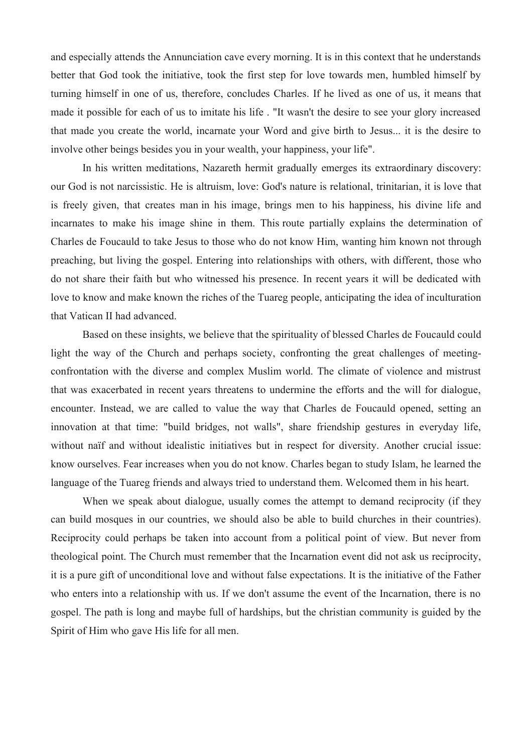and especially attends the Annunciation cave every morning. It is in this context that he understands better that God took the initiative, took the first step for love towards men, humbled himself by turning himself in one of us, therefore, concludes Charles. If he lived as one of us, it means that made it possible for each of us to imitate his life . "It wasn't the desire to see your glory increased that made you create the world, incarnate your Word and give birth to Jesus... it is the desire to involve other beings besides you in your wealth, your happiness, your life".

In his written meditations, Nazareth hermit gradually emerges its extraordinary discovery: our God is not narcissistic. He is altruism, love: God's nature is relational, trinitarian, it is love that is freely given, that creates man in his image, brings men to his happiness, his divine life and incarnates to make his image shine in them. This route partially explains the determination of Charles de Foucauld to take Jesus to those who do not know Him, wanting him known not through preaching, but living the gospel. Entering into relationships with others, with different, those who do not share their faith but who witnessed his presence. In recent years it will be dedicated with love to know and make known the riches of the Tuareg people, anticipating the idea of inculturation that Vatican II had advanced.

Based on these insights, we believe that the spirituality of blessed Charles de Foucauld could light the way of the Church and perhaps society, confronting the great challenges of meeting-confrontation with the diverse and complex Muslim world. The climate of violence and mistrust that was exacerbated in recent years threatens to undermine the efforts and the will for dialogue, encounter. Instead, we are called to value the way that Charles de Foucauld opened, setting an innovation at that time: "build bridges, not walls", share friendship gestures in everyday life, without naïf and without idealistic initiatives but in respect for diversity. Another crucial issue: know ourselves. Fear increases when you do not know. Charles began to study Islam, he learned the language of the Tuareg friends and always tried to understand them. Welcomed them in his heart.

When we speak about dialogue, usually comes the attempt to demand reciprocity (if they can build mosques in our countries, we should also be able to build churches in their countries). Reciprocity could perhaps be taken into account from a political point of view. But never from theological point. The Church must remember that the Incarnation event did not ask us reciprocity, it is a pure gift of unconditional love and without false expectations. It is the initiative of the Father who enters into a relationship with us. If we don't assume the event of the Incarnation, there is no gospel. The path is long and maybe full of hardships, but the christian community is guided by the Spirit of Him who gave His life for all men.